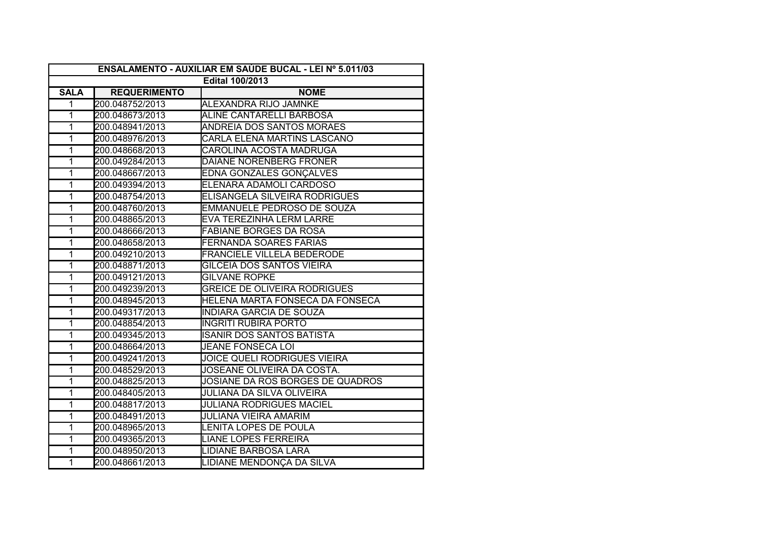| ENSALAMENTO - AUXILIAR EM SAÚDE BUCAL - LEI Nº 5.011/03 | | |
|---|---|---|
| Edital 100/2013 | | |
| SALA | REQUERIMENTO | NOME |
| 1 | 200.048752/2013 | ALEXANDRA RIJO JAMNKE |
| 1 | 200.048673/2013 | ALINE CANTARELLI BARBOSA |
| 1 | 200.048941/2013 | ANDREIA DOS SANTOS MORAES |
| 1 | 200.048976/2013 | CARLA ELENA MARTINS LASCANO |
| 1 | 200.048668/2013 | CAROLINA ACOSTA MADRUGA |
| 1 | 200.049284/2013 | DAIANE NORENBERG FRONER |
| 1 | 200.048667/2013 | EDNA GONZALES GONÇALVES |
| 1 | 200.049394/2013 | ELENARA ADAMOLI CARDOSO |
| 1 | 200.048754/2013 | ELISANGELA SILVEIRA RODRIGUES |
| 1 | 200.048760/2013 | EMMANUELE PEDROSO DE SOUZA |
| 1 | 200.048865/2013 | EVA TEREZINHA LERM LARRE |
| 1 | 200.048666/2013 | FABIANE BORGES DA ROSA |
| 1 | 200.048658/2013 | FERNANDA SOARES FARIAS |
| 1 | 200.049210/2013 | FRANCIELE VILLELA BEDERODE |
| 1 | 200.048871/2013 | GILCEIA DOS SANTOS VIEIRA |
| 1 | 200.049121/2013 | GILVANE ROPKE |
| 1 | 200.049239/2013 | GREICE DE OLIVEIRA RODRIGUES |
| 1 | 200.048945/2013 | HELENA MARTA FONSECA DA FONSECA |
| 1 | 200.049317/2013 | INDIARA GARCIA DE SOUZA |
| 1 | 200.048854/2013 | INGRITI RUBIRA PORTO |
| 1 | 200.049345/2013 | ISANIR DOS SANTOS BATISTA |
| 1 | 200.048664/2013 | JEANE FONSECA LOI |
| 1 | 200.049241/2013 | JOICE QUELI RODRIGUES VIEIRA |
| 1 | 200.048529/2013 | JOSEANE OLIVEIRA DA COSTA. |
| 1 | 200.048825/2013 | JOSIANE DA ROS BORGES DE QUADROS |
| 1 | 200.048405/2013 | JULIANA DA SILVA OLIVEIRA |
| 1 | 200.048817/2013 | JULIANA RODRIGUES MACIEL |
| 1 | 200.048491/2013 | JULIANA VIEIRA AMARIM |
| 1 | 200.048965/2013 | LENITA LOPES DE POULA |
| 1 | 200.049365/2013 | LIANE LOPES FERREIRA |
| 1 | 200.048950/2013 | LIDIANE BARBOSA LARA |
| 1 | 200.048661/2013 | LIDIANE MENDONÇA DA SILVA |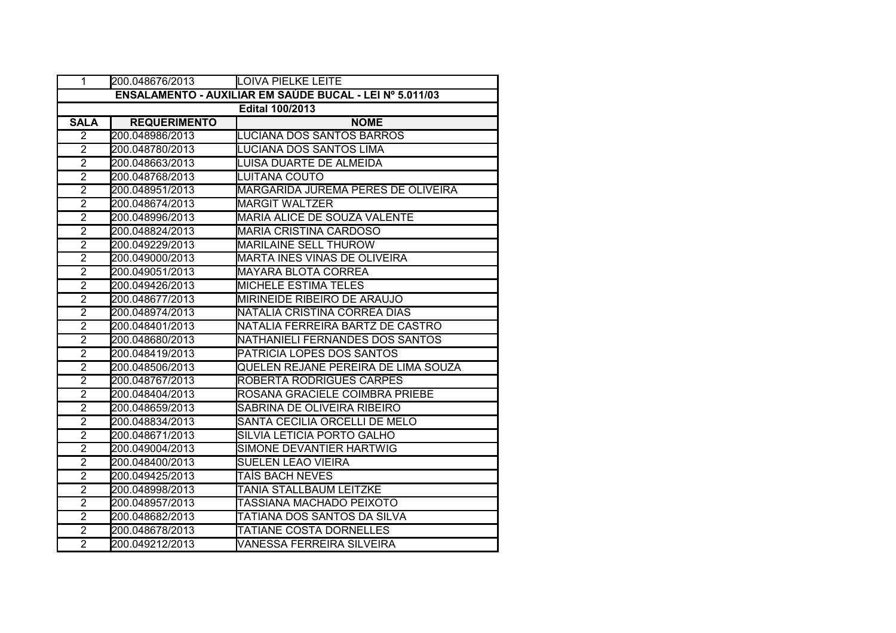| 1 | 200.048676/2013 | LOIVA PIELKE LEITE |
|---|---|---|

**ENSALAMENTO - AUXILIAR EM SAÚDE BUCAL - LEI Nº 5.011/03**

**Edital 100/2013**

| SALA | REQUERIMENTO | NOME |
|---|---|---|
| 2 | 200.048986/2013 | LUCIANA DOS SANTOS BARROS |
| 2 | 200.048780/2013 | LUCIANA DOS SANTOS LIMA |
| 2 | 200.048663/2013 | LUISA DUARTE DE ALMEIDA |
| 2 | 200.048768/2013 | LUITANA COUTO |
| 2 | 200.048951/2013 | MARGARIDA JUREMA PERES DE OLIVEIRA |
| 2 | 200.048674/2013 | MARGIT WALTZER |
| 2 | 200.048996/2013 | MARIA ALICE DE SOUZA VALENTE |
| 2 | 200.048824/2013 | MARIA CRISTINA CARDOSO |
| 2 | 200.049229/2013 | MARILAINE SELL THUROW |
| 2 | 200.049000/2013 | MARTA INES VINAS DE OLIVEIRA |
| 2 | 200.049051/2013 | MAYARA BLOTA CORREA |
| 2 | 200.049426/2013 | MICHELE ESTIMA TELES |
| 2 | 200.048677/2013 | MIRINEIDE RIBEIRO DE ARAUJO |
| 2 | 200.048974/2013 | NATALIA CRISTINA CORREA DIAS |
| 2 | 200.048401/2013 | NATALIA FERREIRA BARTZ DE CASTRO |
| 2 | 200.048680/2013 | NATHANIELI FERNANDES DOS SANTOS |
| 2 | 200.048419/2013 | PATRICIA LOPES DOS SANTOS |
| 2 | 200.048506/2013 | QUELEN REJANE PEREIRA DE LIMA SOUZA |
| 2 | 200.048767/2013 | ROBERTA RODRIGUES CARPES |
| 2 | 200.048404/2013 | ROSANA GRACIELE COIMBRA PRIEBE |
| 2 | 200.048659/2013 | SABRINA DE OLIVEIRA RIBEIRO |
| 2 | 200.048834/2013 | SANTA CECILIA ORCELLI DE MELO |
| 2 | 200.048671/2013 | SILVIA LETICIA PORTO GALHO |
| 2 | 200.049004/2013 | SIMONE DEVANTIER HARTWIG |
| 2 | 200.048400/2013 | SUELEN LEAO VIEIRA |
| 2 | 200.049425/2013 | TAÍS BACH NEVES |
| 2 | 200.048998/2013 | TANIA STALLBAUM LEITZKE |
| 2 | 200.048957/2013 | TASSIANA MACHADO PEIXOTO |
| 2 | 200.048682/2013 | TATIANA DOS SANTOS DA SILVA |
| 2 | 200.048678/2013 | TATIANE COSTA DORNELLES |
| 2 | 200.049212/2013 | VANESSA FERREIRA SILVEIRA |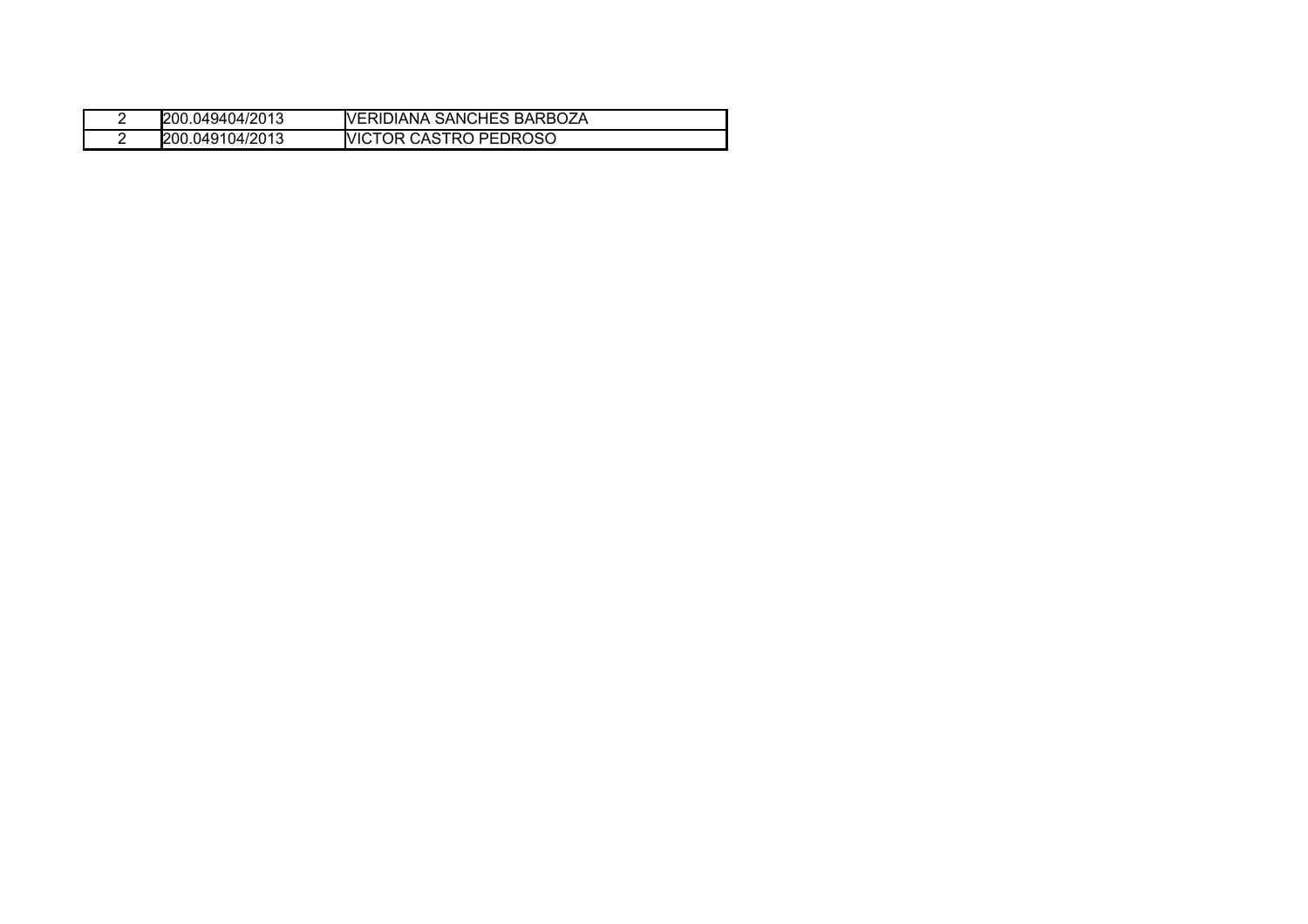| | | |
|---|---|---|
| 2 | 200.049404/2013 | VERIDIANA SANCHES BARBOZA |
| 2 | 200.049104/2013 | VICTOR CASTRO PEDROSO |